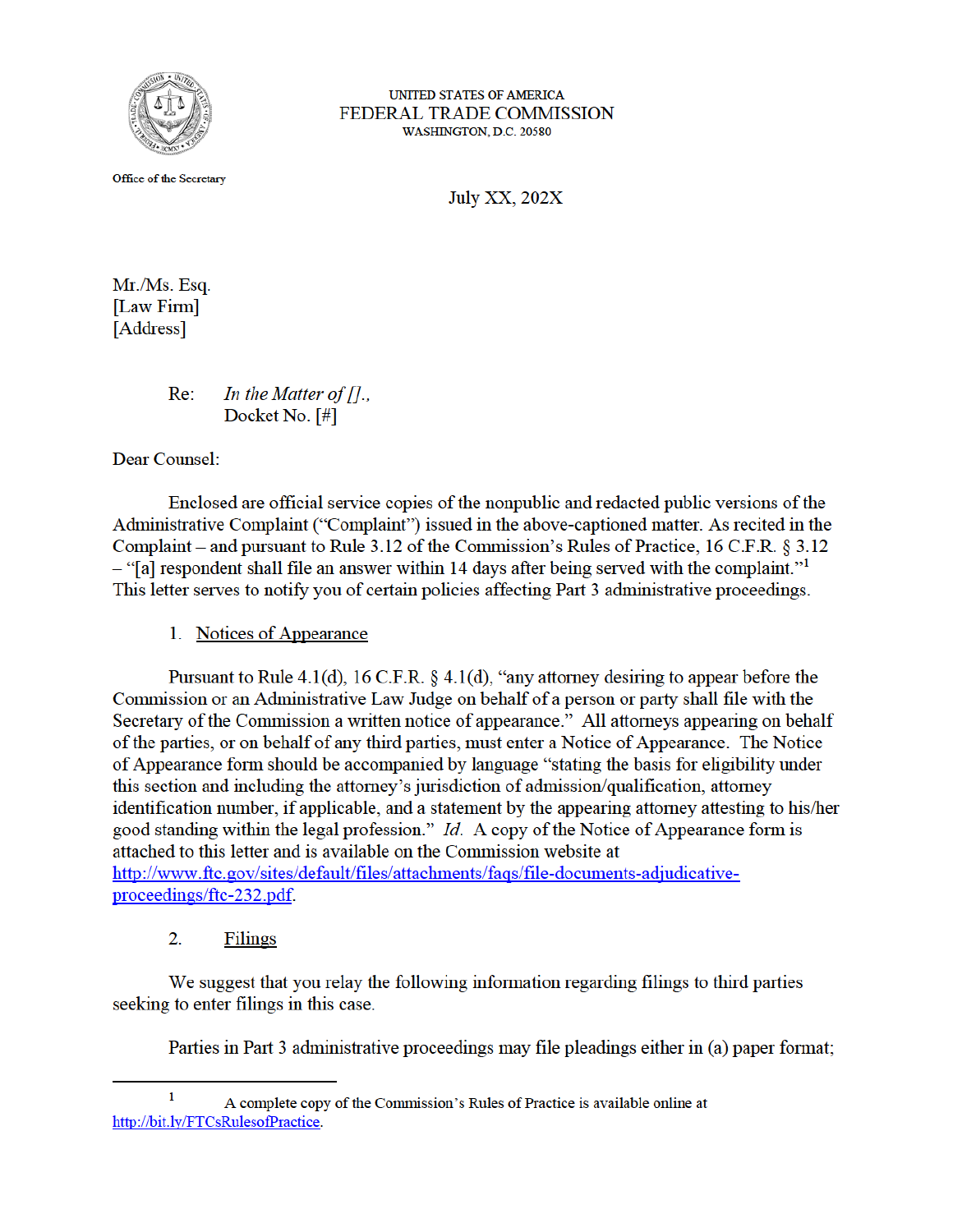UNITED STATES OF AMERICA
FEDERAL TRADE COMMISSION
WASHINGTON, D.C. 20580

Office of the Secretary

July XX, 202X

Mr./Ms. Esq.
[Law Firm]
[Address]

Re: *In the Matter of [].*,
Docket No. [#]

Dear Counsel:

Enclosed are official service copies of the nonpublic and redacted public versions of the Administrative Complaint ("Complaint") issued in the above-captioned matter. As recited in the Complaint – and pursuant to Rule 3.12 of the Commission's Rules of Practice, 16 C.F.R. § 3.12 – "[a] respondent shall file an answer within 14 days after being served with the complaint."[1] This letter serves to notify you of certain policies affecting Part 3 administrative proceedings.

1. Notices of Appearance

Pursuant to Rule 4.1(d), 16 C.F.R. § 4.1(d), "any attorney desiring to appear before the Commission or an Administrative Law Judge on behalf of a person or party shall file with the Secretary of the Commission a written notice of appearance." All attorneys appearing on behalf of the parties, or on behalf of any third parties, must enter a Notice of Appearance. The Notice of Appearance form should be accompanied by language "stating the basis for eligibility under this section and including the attorney's jurisdiction of admission/qualification, attorney identification number, if applicable, and a statement by the appearing attorney attesting to his/her good standing within the legal profession." *Id.* A copy of the Notice of Appearance form is attached to this letter and is available on the Commission website at http://www.ftc.gov/sites/default/files/attachments/faqs/file-documents-adjudicative-proceedings/ftc-232.pdf.

2. Filings

We suggest that you relay the following information regarding filings to third parties seeking to enter filings in this case.

Parties in Part 3 administrative proceedings may file pleadings either in (a) paper format;

[1] A complete copy of the Commission's Rules of Practice is available online at http://bit.ly/FTCsRulesofPractice.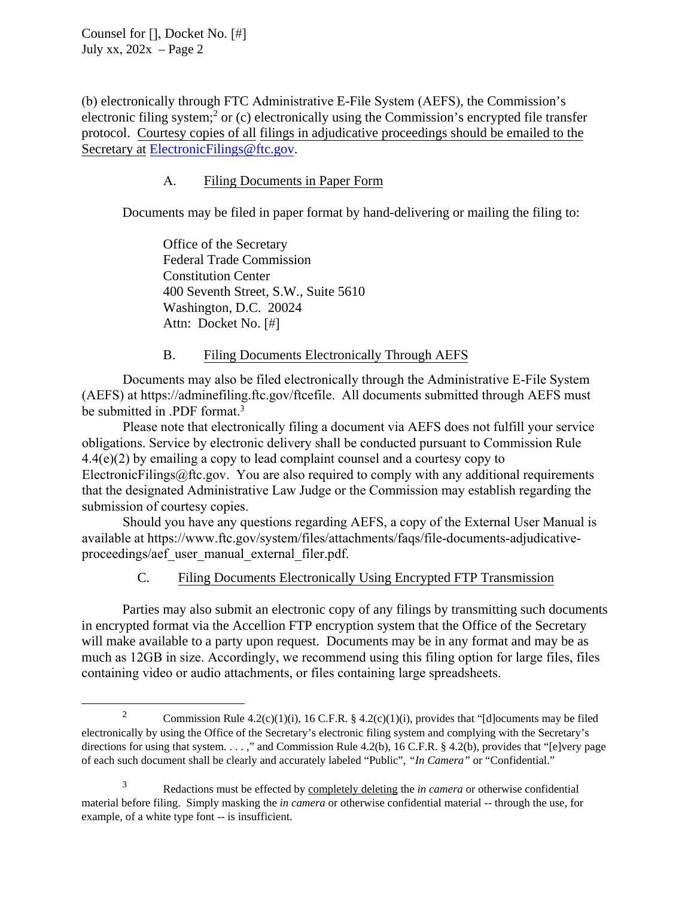(b) electronically through FTC Administrative E-File System (AEFS), the Commission's electronic filing system;[2] or (c) electronically using the Commission's encrypted file transfer protocol. Courtesy copies of all filings in adjudicative proceedings should be emailed to the Secretary at ElectronicFilings@ftc.gov.

### A. Filing Documents in Paper Form

Documents may be filed in paper format by hand-delivering or mailing the filing to:

Office of the Secretary
Federal Trade Commission
Constitution Center
400 Seventh Street, S.W., Suite 5610
Washington, D.C. 20024
Attn: Docket No. [#]

### B. Filing Documents Electronically Through AEFS

Documents may also be filed electronically through the Administrative E-File System (AEFS) at https://adminefiling.ftc.gov/ftcefile. All documents submitted through AEFS must be submitted in .PDF format.[3]

Please note that electronically filing a document via AEFS does not fulfill your service obligations. Service by electronic delivery shall be conducted pursuant to Commission Rule 4.4(e)(2) by emailing a copy to lead complaint counsel and a courtesy copy to ElectronicFilings@ftc.gov. You are also required to comply with any additional requirements that the designated Administrative Law Judge or the Commission may establish regarding the submission of courtesy copies.

Should you have any questions regarding AEFS, a copy of the External User Manual is available at https://www.ftc.gov/system/files/attachments/faqs/file-documents-adjudicative-proceedings/aef_user_manual_external_filer.pdf.

### C. Filing Documents Electronically Using Encrypted FTP Transmission

Parties may also submit an electronic copy of any filings by transmitting such documents in encrypted format via the Accellion FTP encryption system that the Office of the Secretary will make available to a party upon request. Documents may be in any format and may be as much as 12GB in size. Accordingly, we recommend using this filing option for large files, files containing video or audio attachments, or files containing large spreadsheets.

---

[2] Commission Rule 4.2(c)(1)(i), 16 C.F.R. § 4.2(c)(1)(i), provides that "[d]ocuments may be filed electronically by using the Office of the Secretary's electronic filing system and complying with the Secretary's directions for using that system. . . . ," and Commission Rule 4.2(b), 16 C.F.R. § 4.2(b), provides that "[e]very page of each such document shall be clearly and accurately labeled "Public", *"In Camera"* or "Confidential."

[3] Redactions must be effected by completely deleting the *in camera* or otherwise confidential material before filing. Simply masking the *in camera* or otherwise confidential material -- through the use, for example, of a white type font -- is insufficient.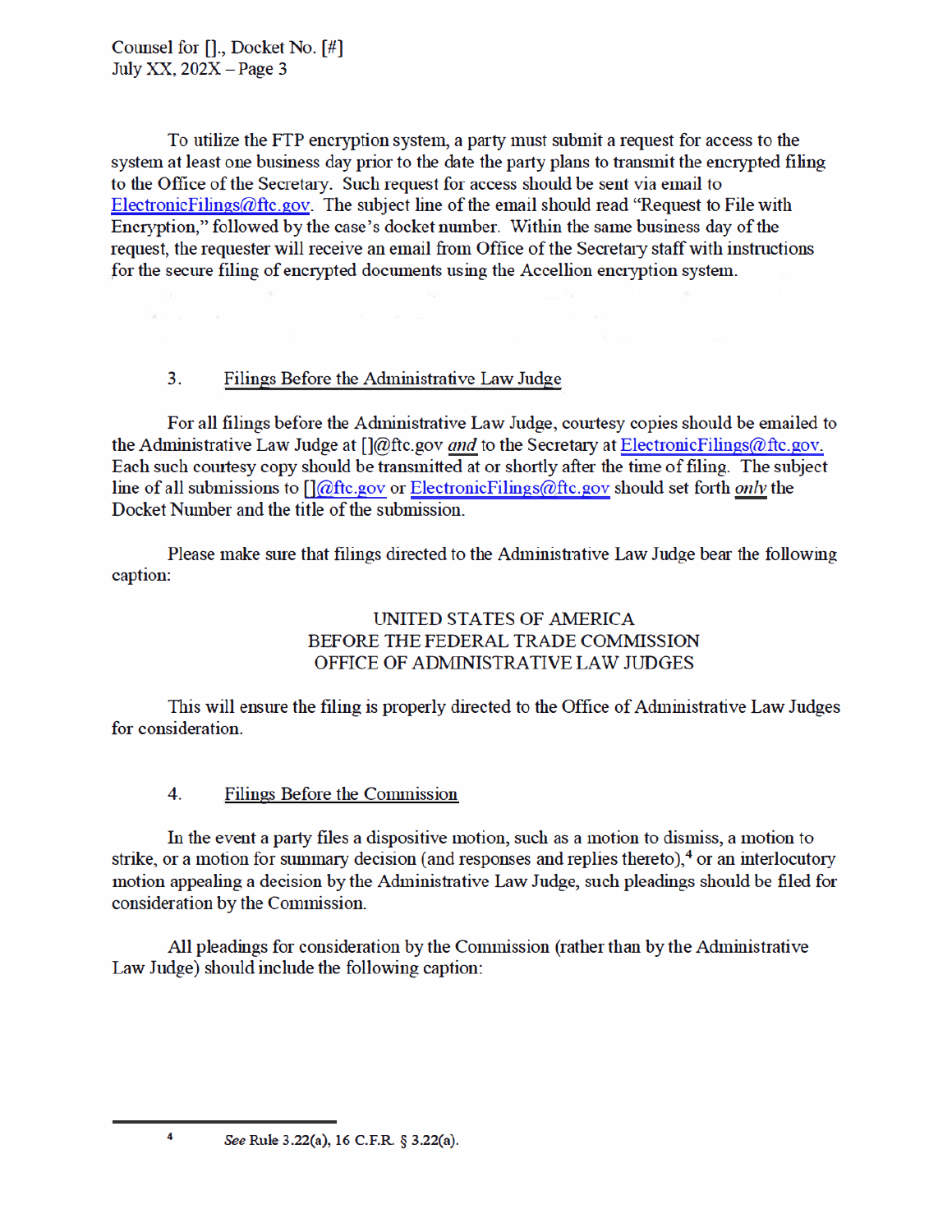To utilize the FTP encryption system, a party must submit a request for access to the system at least one business day prior to the date the party plans to transmit the encrypted filing to the Office of the Secretary. Such request for access should be sent via email to ElectronicFilings@ftc.gov. The subject line of the email should read "Request to File with Encryption," followed by the case's docket number. Within the same business day of the request, the requester will receive an email from Office of the Secretary staff with instructions for the secure filing of encrypted documents using the Accellion encryption system.

3. Filings Before the Administrative Law Judge

For all filings before the Administrative Law Judge, courtesy copies should be emailed to the Administrative Law Judge at []@ftc.gov ***and*** to the Secretary at ElectronicFilings@ftc.gov. Each such courtesy copy should be transmitted at or shortly after the time of filing. The subject line of all submissions to []@ftc.gov or ElectronicFilings@ftc.gov should set forth ***only*** the Docket Number and the title of the submission.

Please make sure that filings directed to the Administrative Law Judge bear the following caption:

UNITED STATES OF AMERICA
BEFORE THE FEDERAL TRADE COMMISSION
OFFICE OF ADMINISTRATIVE LAW JUDGES

This will ensure the filing is properly directed to the Office of Administrative Law Judges for consideration.

4. Filings Before the Commission

In the event a party files a dispositive motion, such as a motion to dismiss, a motion to strike, or a motion for summary decision (and responses and replies thereto),[4] or an interlocutory motion appealing a decision by the Administrative Law Judge, such pleadings should be filed for consideration by the Commission.

All pleadings for consideration by the Commission (rather than by the Administrative Law Judge) should include the following caption:

---

[4] *See* Rule 3.22(a), 16 C.F.R. § 3.22(a).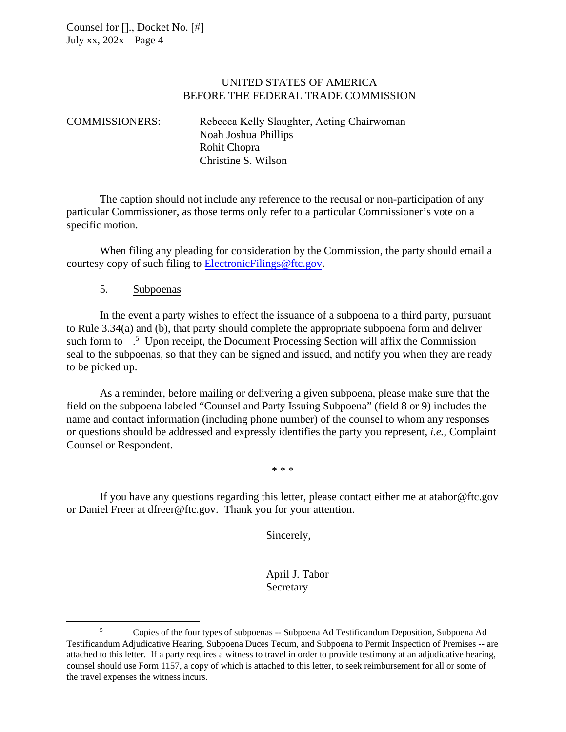UNITED STATES OF AMERICA
BEFORE THE FEDERAL TRADE COMMISSION

COMMISSIONERS: Rebecca Kelly Slaughter, Acting Chairwoman
Noah Joshua Phillips
Rohit Chopra
Christine S. Wilson

The caption should not include any reference to the recusal or non-participation of any particular Commissioner, as those terms only refer to a particular Commissioner's vote on a specific motion.

When filing any pleading for consideration by the Commission, the party should email a courtesy copy of such filing to ElectronicFilings@ftc.gov.

5. Subpoenas

In the event a party wishes to effect the issuance of a subpoena to a third party, pursuant to Rule 3.34(a) and (b), that party should complete the appropriate subpoena form and deliver such form to .[5] Upon receipt, the Document Processing Section will affix the Commission seal to the subpoenas, so that they can be signed and issued, and notify you when they are ready to be picked up.

As a reminder, before mailing or delivering a given subpoena, please make sure that the field on the subpoena labeled "Counsel and Party Issuing Subpoena" (field 8 or 9) includes the name and contact information (including phone number) of the counsel to whom any responses or questions should be addressed and expressly identifies the party you represent, *i.e.*, Complaint Counsel or Respondent.

\* \* \*

If you have any questions regarding this letter, please contact either me at atabor@ftc.gov or Daniel Freer at dfreer@ftc.gov. Thank you for your attention.

Sincerely,

April J. Tabor
Secretary

[5] Copies of the four types of subpoenas -- Subpoena Ad Testificandum Deposition, Subpoena Ad Testificandum Adjudicative Hearing, Subpoena Duces Tecum, and Subpoena to Permit Inspection of Premises -- are attached to this letter. If a party requires a witness to travel in order to provide testimony at an adjudicative hearing, counsel should use Form 1157, a copy of which is attached to this letter, to seek reimbursement for all or some of the travel expenses the witness incurs.